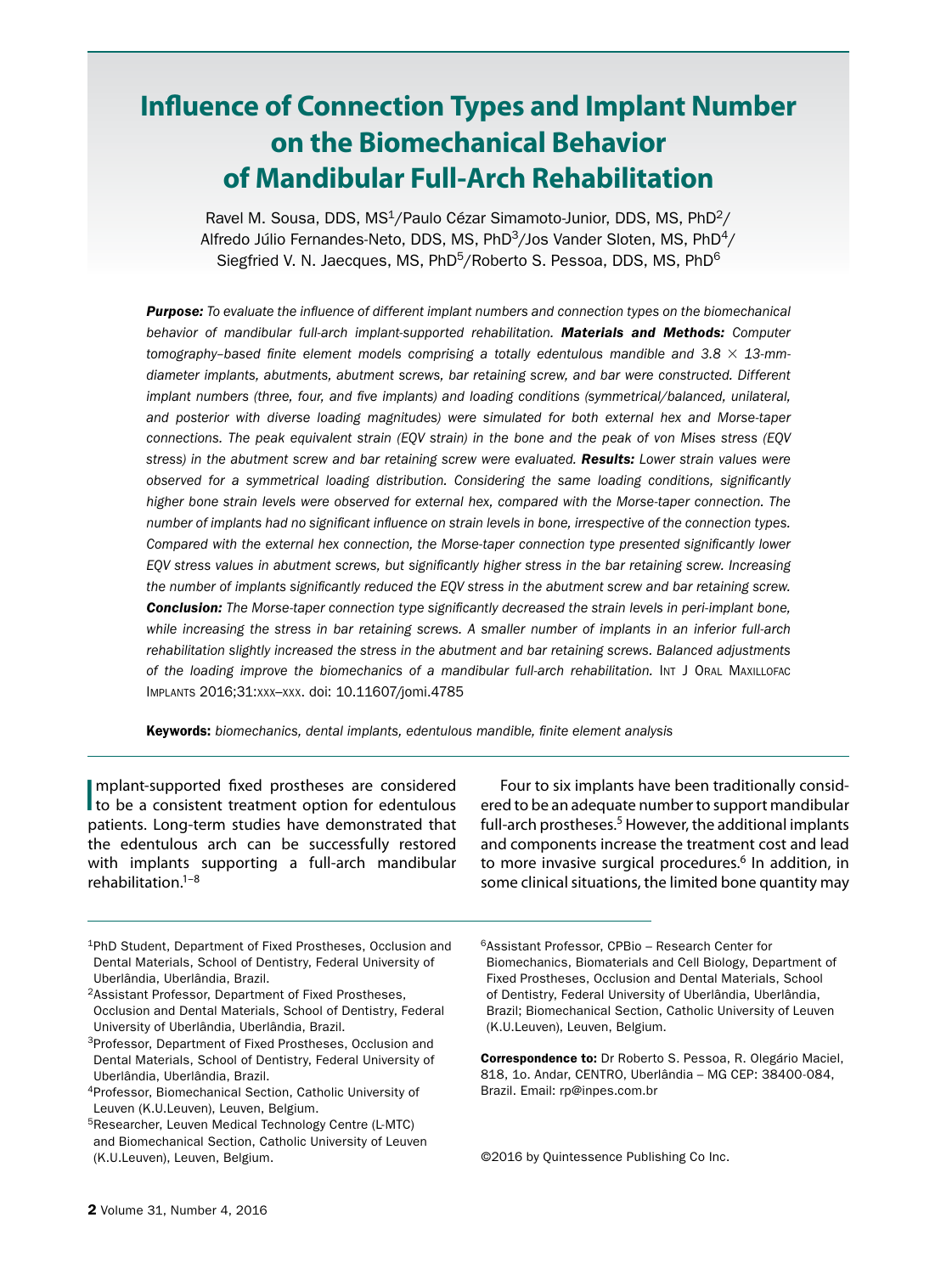# Influence of Connection Types and Implant Number on the Biomechanical Behavior of Mandibular Full-Arch Rehabilitation

Ravel M. Sousa, DDS, MS[1]/Paulo Cézar Simamoto-Junior, DDS, MS, PhD[2]/
Alfredo Júlio Fernandes-Neto, DDS, MS, PhD[3]/Jos Vander Sloten, MS, PhD[4]/
Siegfried V. N. Jaecques, MS, PhD[5]/Roberto S. Pessoa, DDS, MS, PhD[6]

***Purpose:*** *To evaluate the influence of different implant numbers and connection types on the biomechanical behavior of mandibular full-arch implant-supported rehabilitation.* ***Materials and Methods:*** *Computer tomography–based finite element models comprising a totally edentulous mandible and 3.8 × 13-mm-diameter implants, abutments, abutment screws, bar retaining screw, and bar were constructed. Different implant numbers (three, four, and five implants) and loading conditions (symmetrical/balanced, unilateral, and posterior with diverse loading magnitudes) were simulated for both external hex and Morse-taper connections. The peak equivalent strain (EQV strain) in the bone and the peak of von Mises stress (EQV stress) in the abutment screw and bar retaining screw were evaluated.* ***Results:*** *Lower strain values were observed for a symmetrical loading distribution. Considering the same loading conditions, significantly higher bone strain levels were observed for external hex, compared with the Morse-taper connection. The number of implants had no significant influence on strain levels in bone, irrespective of the connection types. Compared with the external hex connection, the Morse-taper connection type presented significantly lower EQV stress values in abutment screws, but significantly higher stress in the bar retaining screw. Increasing the number of implants significantly reduced the EQV stress in the abutment screw and bar retaining screw.* ***Conclusion:*** *The Morse-taper connection type significantly decreased the strain levels in peri-implant bone, while increasing the stress in bar retaining screws. A smaller number of implants in an inferior full-arch rehabilitation slightly increased the stress in the abutment and bar retaining screws. Balanced adjustments of the loading improve the biomechanics of a mandibular full-arch rehabilitation.* Int J Oral Maxillofac Implants 2016;31:xxx–xxx. doi: 10.11607/jomi.4785

**Keywords:** *biomechanics, dental implants, edentulous mandible, finite element analysis*

Implant-supported fixed prostheses are considered to be a consistent treatment option for edentulous patients. Long-term studies have demonstrated that the edentulous arch can be successfully restored with implants supporting a full-arch mandibular rehabilitation.[1–8]

Four to six implants have been traditionally considered to be an adequate number to support mandibular full-arch prostheses.[5] However, the additional implants and components increase the treatment cost and lead to more invasive surgical procedures.[6] In addition, in some clinical situations, the limited bone quantity may

[1]PhD Student, Department of Fixed Prostheses, Occlusion and Dental Materials, School of Dentistry, Federal University of Uberlândia, Uberlândia, Brazil.
[2]Assistant Professor, Department of Fixed Prostheses, Occlusion and Dental Materials, School of Dentistry, Federal University of Uberlândia, Uberlândia, Brazil.
[3]Professor, Department of Fixed Prostheses, Occlusion and Dental Materials, School of Dentistry, Federal University of Uberlândia, Uberlândia, Brazil.
[4]Professor, Biomechanical Section, Catholic University of Leuven (K.U.Leuven), Leuven, Belgium.
[5]Researcher, Leuven Medical Technology Centre (L-MTC) and Biomechanical Section, Catholic University of Leuven (K.U.Leuven), Leuven, Belgium.
[6]Assistant Professor, CPBio – Research Center for Biomechanics, Biomaterials and Cell Biology, Department of Fixed Prostheses, Occlusion and Dental Materials, School of Dentistry, Federal University of Uberlândia, Uberlândia, Brazil; Biomechanical Section, Catholic University of Leuven (K.U.Leuven), Leuven, Belgium.

**Correspondence to:** Dr Roberto S. Pessoa, R. Olegário Maciel, 818, 1o. Andar, CENTRO, Uberlândia – MG CEP: 38400-084, Brazil. Email: rp@inpes.com.br

©2016 by Quintessence Publishing Co Inc.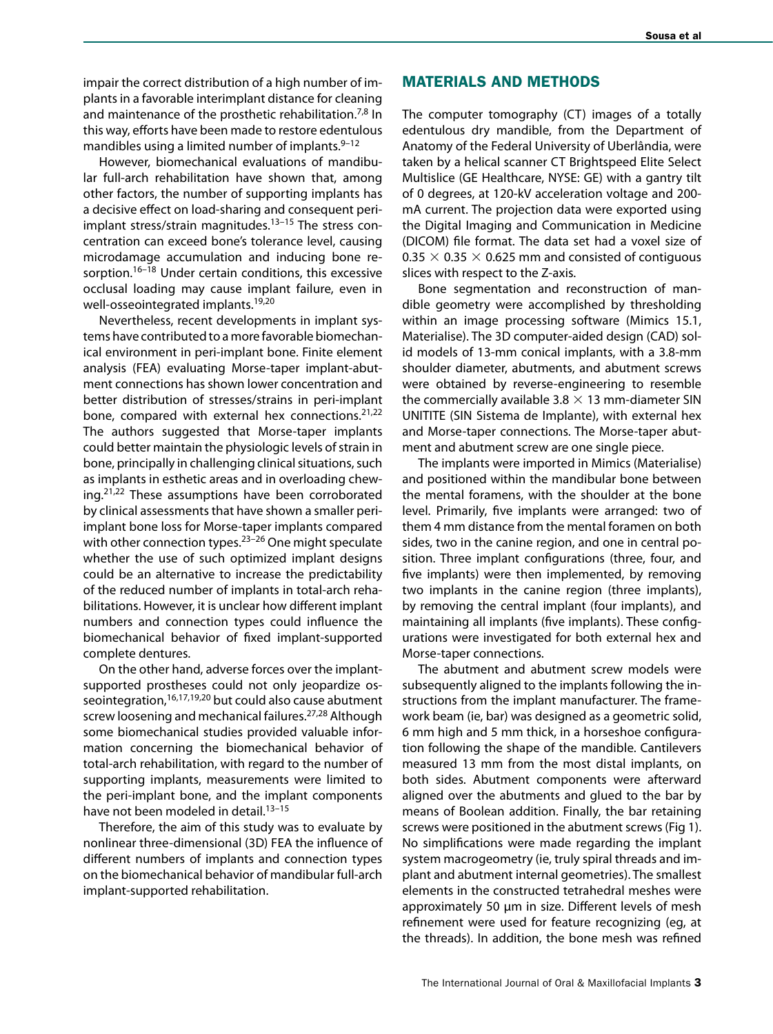impair the correct distribution of a high number of implants in a favorable interimplant distance for cleaning and maintenance of the prosthetic rehabilitation.[7,8] In this way, efforts have been made to restore edentulous mandibles using a limited number of implants.[9–12]

However, biomechanical evaluations of mandibular full-arch rehabilitation have shown that, among other factors, the number of supporting implants has a decisive effect on load-sharing and consequent peri-implant stress/strain magnitudes.[13–15] The stress concentration can exceed bone's tolerance level, causing microdamage accumulation and inducing bone resorption.[16–18] Under certain conditions, this excessive occlusal loading may cause implant failure, even in well-osseointegrated implants.[19,20]

Nevertheless, recent developments in implant systems have contributed to a more favorable biomechanical environment in peri-implant bone. Finite element analysis (FEA) evaluating Morse-taper implant-abutment connections has shown lower concentration and better distribution of stresses/strains in peri-implant bone, compared with external hex connections.[21,22] The authors suggested that Morse-taper implants could better maintain the physiologic levels of strain in bone, principally in challenging clinical situations, such as implants in esthetic areas and in overloading chewing.[21,22] These assumptions have been corroborated by clinical assessments that have shown a smaller peri-implant bone loss for Morse-taper implants compared with other connection types.[23–26] One might speculate whether the use of such optimized implant designs could be an alternative to increase the predictability of the reduced number of implants in total-arch rehabilitations. However, it is unclear how different implant numbers and connection types could influence the biomechanical behavior of fixed implant-supported complete dentures.

On the other hand, adverse forces over the implant-supported prostheses could not only jeopardize osseointegration,[16,17,19,20] but could also cause abutment screw loosening and mechanical failures.[27,28] Although some biomechanical studies provided valuable information concerning the biomechanical behavior of total-arch rehabilitation, with regard to the number of supporting implants, measurements were limited to the peri-implant bone, and the implant components have not been modeled in detail.[13–15]

Therefore, the aim of this study was to evaluate by nonlinear three-dimensional (3D) FEA the influence of different numbers of implants and connection types on the biomechanical behavior of mandibular full-arch implant-supported rehabilitation.

## MATERIALS AND METHODS

The computer tomography (CT) images of a totally edentulous dry mandible, from the Department of Anatomy of the Federal University of Uberlândia, were taken by a helical scanner CT Brightspeed Elite Select Multislice (GE Healthcare, NYSE: GE) with a gantry tilt of 0 degrees, at 120-kV acceleration voltage and 200-mA current. The projection data were exported using the Digital Imaging and Communication in Medicine (DICOM) file format. The data set had a voxel size of $0.35 \times 0.35 \times 0.625$ mm and consisted of contiguous slices with respect to the Z-axis.

Bone segmentation and reconstruction of mandible geometry were accomplished by thresholding within an image processing software (Mimics 15.1, Materialise). The 3D computer-aided design (CAD) solid models of 13-mm conical implants, with a 3.8-mm shoulder diameter, abutments, and abutment screws were obtained by reverse-engineering to resemble the commercially available $3.8 \times 13$ mm-diameter SIN UNITITE (SIN Sistema de Implante), with external hex and Morse-taper connections. The Morse-taper abutment and abutment screw are one single piece.

The implants were imported in Mimics (Materialise) and positioned within the mandibular bone between the mental foramens, with the shoulder at the bone level. Primarily, five implants were arranged: two of them 4 mm distance from the mental foramen on both sides, two in the canine region, and one in central position. Three implant configurations (three, four, and five implants) were then implemented, by removing two implants in the canine region (three implants), by removing the central implant (four implants), and maintaining all implants (five implants). These configurations were investigated for both external hex and Morse-taper connections.

The abutment and abutment screw models were subsequently aligned to the implants following the instructions from the implant manufacturer. The framework beam (ie, bar) was designed as a geometric solid, 6 mm high and 5 mm thick, in a horseshoe configuration following the shape of the mandible. Cantilevers measured 13 mm from the most distal implants, on both sides. Abutment components were afterward aligned over the abutments and glued to the bar by means of Boolean addition. Finally, the bar retaining screws were positioned in the abutment screws (Fig 1). No simplifications were made regarding the implant system macrogeometry (ie, truly spiral threads and implant and abutment internal geometries). The smallest elements in the constructed tetrahedral meshes were approximately 50 µm in size. Different levels of mesh refinement were used for feature recognizing (eg, at the threads). In addition, the bone mesh was refined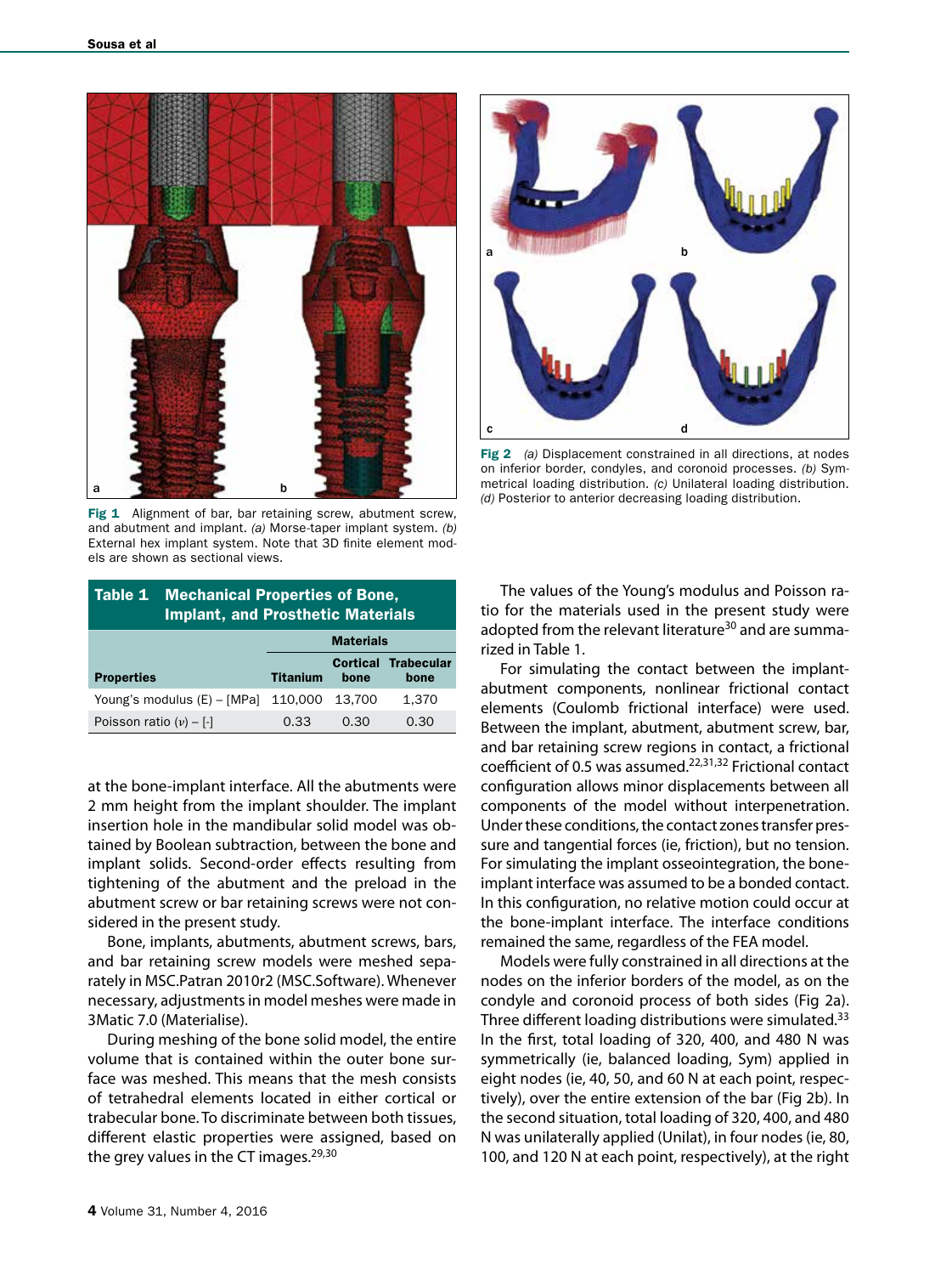**Fig 1** Alignment of bar, bar retaining screw, abutment screw, and abutment and implant. *(a)* Morse-taper implant system. *(b)* External hex implant system. Note that 3D finite element models are shown as sectional views.

**Fig 2** *(a)* Displacement constrained in all directions, at nodes on inferior border, condyles, and coronoid processes. *(b)* Symmetrical loading distribution. *(c)* Unilateral loading distribution. *(d)* Posterior to anterior decreasing loading distribution.

**Table 1 Mechanical Properties of Bone, Implant, and Prosthetic Materials**

| | Materials | | |
|---|---|---|---|
| **Properties** | **Titanium** | **Cortical bone** | **Trabecular bone** |
| Young's modulus (E) – [MPa] | 110,000 | 13,700 | 1,370 |
| Poisson ratio ($\nu$) – [-] | 0.33 | 0.30 | 0.30 |

at the bone-implant interface. All the abutments were 2 mm height from the implant shoulder. The implant insertion hole in the mandibular solid model was obtained by Boolean subtraction, between the bone and implant solids. Second-order effects resulting from tightening of the abutment and the preload in the abutment screw or bar retaining screws were not considered in the present study.

Bone, implants, abutments, abutment screws, bars, and bar retaining screw models were meshed separately in MSC.Patran 2010r2 (MSC.Software). Whenever necessary, adjustments in model meshes were made in 3Matic 7.0 (Materialise).

During meshing of the bone solid model, the entire volume that is contained within the outer bone surface was meshed. This means that the mesh consists of tetrahedral elements located in either cortical or trabecular bone. To discriminate between both tissues, different elastic properties were assigned, based on the grey values in the CT images.[29,30]

The values of the Young's modulus and Poisson ratio for the materials used in the present study were adopted from the relevant literature[30] and are summarized in Table 1.

For simulating the contact between the implant-abutment components, nonlinear frictional contact elements (Coulomb frictional interface) were used. Between the implant, abutment, abutment screw, bar, and bar retaining screw regions in contact, a frictional coefficient of 0.5 was assumed.[22,31,32] Frictional contact configuration allows minor displacements between all components of the model without interpenetration. Under these conditions, the contact zones transfer pressure and tangential forces (ie, friction), but no tension. For simulating the implant osseointegration, the bone-implant interface was assumed to be a bonded contact. In this configuration, no relative motion could occur at the bone-implant interface. The interface conditions remained the same, regardless of the FEA model.

Models were fully constrained in all directions at the nodes on the inferior borders of the model, as on the condyle and coronoid process of both sides (Fig 2a). Three different loading distributions were simulated.[33] In the first, total loading of 320, 400, and 480 N was symmetrically (ie, balanced loading, Sym) applied in eight nodes (ie, 40, 50, and 60 N at each point, respectively), over the entire extension of the bar (Fig 2b). In the second situation, total loading of 320, 400, and 480 N was unilaterally applied (Unilat), in four nodes (ie, 80, 100, and 120 N at each point, respectively), at the right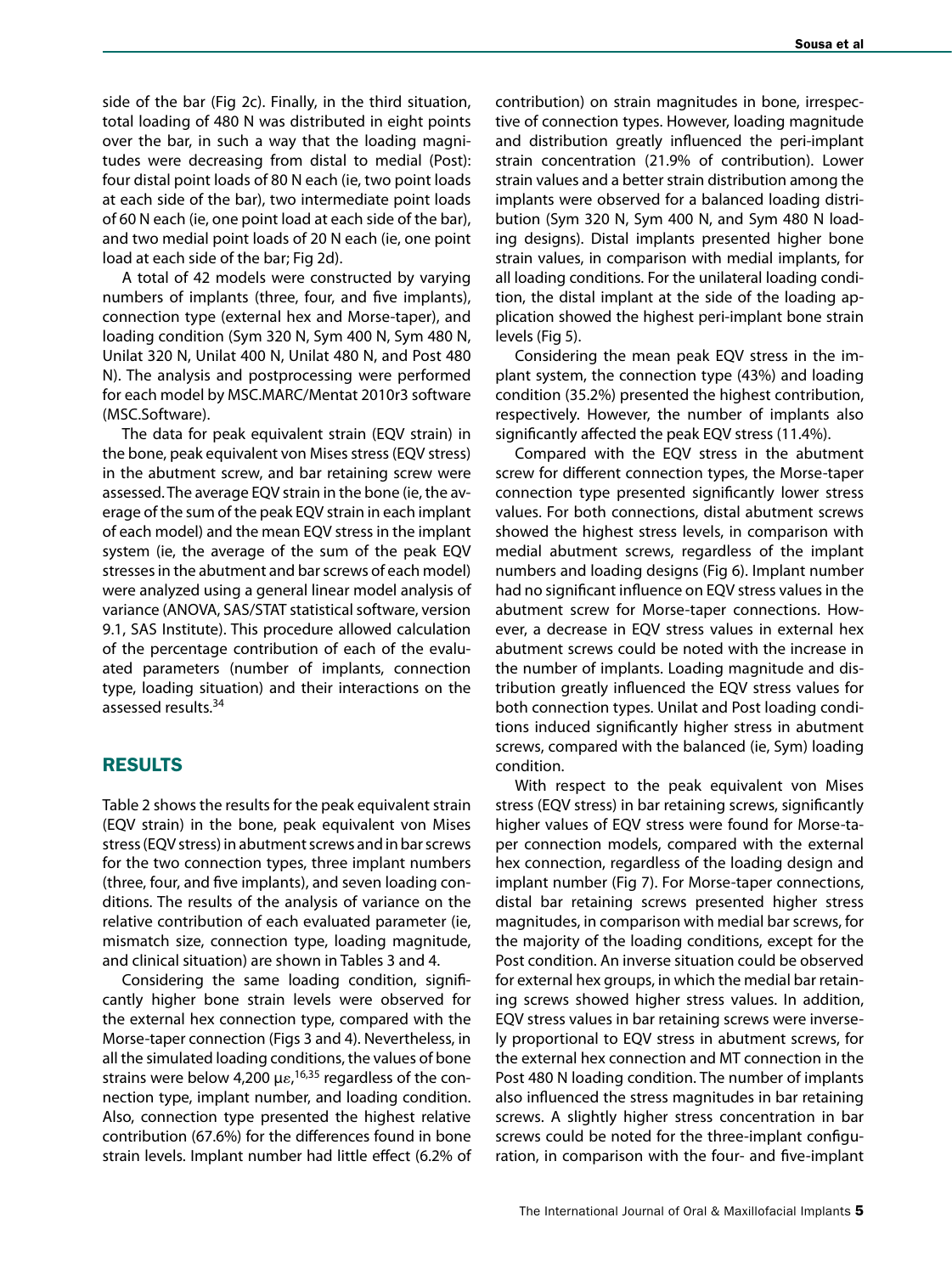side of the bar (Fig 2c). Finally, in the third situation, total loading of 480 N was distributed in eight points over the bar, in such a way that the loading magnitudes were decreasing from distal to medial (Post): four distal point loads of 80 N each (ie, two point loads at each side of the bar), two intermediate point loads of 60 N each (ie, one point load at each side of the bar), and two medial point loads of 20 N each (ie, one point load at each side of the bar; Fig 2d).

A total of 42 models were constructed by varying numbers of implants (three, four, and five implants), connection type (external hex and Morse-taper), and loading condition (Sym 320 N, Sym 400 N, Sym 480 N, Unilat 320 N, Unilat 400 N, Unilat 480 N, and Post 480 N). The analysis and postprocessing were performed for each model by MSC.MARC/Mentat 2010r3 software (MSC.Software).

The data for peak equivalent strain (EQV strain) in the bone, peak equivalent von Mises stress (EQV stress) in the abutment screw, and bar retaining screw were assessed. The average EQV strain in the bone (ie, the average of the sum of the peak EQV strain in each implant of each model) and the mean EQV stress in the implant system (ie, the average of the sum of the peak EQV stresses in the abutment and bar screws of each model) were analyzed using a general linear model analysis of variance (ANOVA, SAS/STAT statistical software, version 9.1, SAS Institute). This procedure allowed calculation of the percentage contribution of each of the evaluated parameters (number of implants, connection type, loading situation) and their interactions on the assessed results.[34]

## RESULTS

Table 2 shows the results for the peak equivalent strain (EQV strain) in the bone, peak equivalent von Mises stress (EQV stress) in abutment screws and in bar screws for the two connection types, three implant numbers (three, four, and five implants), and seven loading conditions. The results of the analysis of variance on the relative contribution of each evaluated parameter (ie, mismatch size, connection type, loading magnitude, and clinical situation) are shown in Tables 3 and 4.

Considering the same loading condition, significantly higher bone strain levels were observed for the external hex connection type, compared with the Morse-taper connection (Figs 3 and 4). Nevertheless, in all the simulated loading conditions, the values of bone strains were below 4,200 $\mu\varepsilon$,[16,35] regardless of the connection type, implant number, and loading condition. Also, connection type presented the highest relative contribution (67.6%) for the differences found in bone strain levels. Implant number had little effect (6.2% of contribution) on strain magnitudes in bone, irrespective of connection types. However, loading magnitude and distribution greatly influenced the peri-implant strain concentration (21.9% of contribution). Lower strain values and a better strain distribution among the implants were observed for a balanced loading distribution (Sym 320 N, Sym 400 N, and Sym 480 N loading designs). Distal implants presented higher bone strain values, in comparison with medial implants, for all loading conditions. For the unilateral loading condition, the distal implant at the side of the loading application showed the highest peri-implant bone strain levels (Fig 5).

Considering the mean peak EQV stress in the implant system, the connection type (43%) and loading condition (35.2%) presented the highest contribution, respectively. However, the number of implants also significantly affected the peak EQV stress (11.4%).

Compared with the EQV stress in the abutment screw for different connection types, the Morse-taper connection type presented significantly lower stress values. For both connections, distal abutment screws showed the highest stress levels, in comparison with medial abutment screws, regardless of the implant numbers and loading designs (Fig 6). Implant number had no significant influence on EQV stress values in the abutment screw for Morse-taper connections. However, a decrease in EQV stress values in external hex abutment screws could be noted with the increase in the number of implants. Loading magnitude and distribution greatly influenced the EQV stress values for both connection types. Unilat and Post loading conditions induced significantly higher stress in abutment screws, compared with the balanced (ie, Sym) loading condition.

With respect to the peak equivalent von Mises stress (EQV stress) in bar retaining screws, significantly higher values of EQV stress were found for Morse-taper connection models, compared with the external hex connection, regardless of the loading design and implant number (Fig 7). For Morse-taper connections, distal bar retaining screws presented higher stress magnitudes, in comparison with medial bar screws, for the majority of the loading conditions, except for the Post condition. An inverse situation could be observed for external hex groups, in which the medial bar retaining screws showed higher stress values. In addition, EQV stress values in bar retaining screws were inversely proportional to EQV stress in abutment screws, for the external hex connection and MT connection in the Post 480 N loading condition. The number of implants also influenced the stress magnitudes in bar retaining screws. A slightly higher stress concentration in bar screws could be noted for the three-implant configuration, in comparison with the four- and five-implant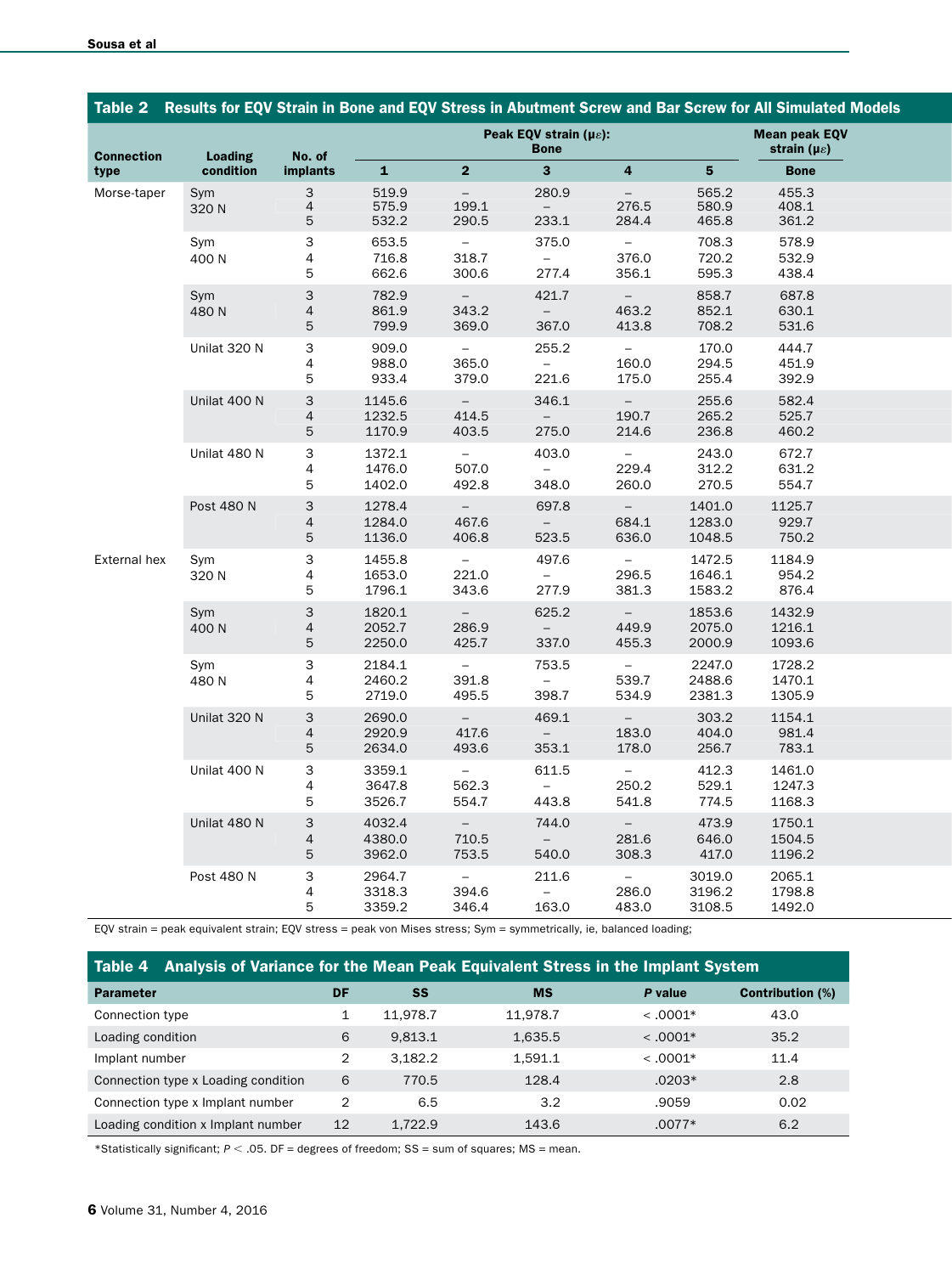**Table 2 Results for EQV Strain in Bone and EQV Stress in Abutment Screw and Bar Screw for All Simulated Models**

| Connection type | Loading condition | No. of implants | Peak EQV strain (με): Bone 1 | 2 | 3 | 4 | 5 | Mean peak EQV strain (με): Bone |
|---|---|---|---|---|---|---|---|---|
| Morse-taper | Sym 320 N | 3 | 519.9 | – | 280.9 | – | 565.2 | 455.3 |
| | | 4 | 575.9 | 199.1 | – | 276.5 | 580.9 | 408.1 |
| | | 5 | 532.2 | 290.5 | 233.1 | 284.4 | 465.8 | 361.2 |
| | Sym 400 N | 3 | 653.5 | – | 375.0 | – | 708.3 | 578.9 |
| | | 4 | 716.8 | 318.7 | – | 376.0 | 720.2 | 532.9 |
| | | 5 | 662.6 | 300.6 | 277.4 | 356.1 | 595.3 | 438.4 |
| | Sym 480 N | 3 | 782.9 | – | 421.7 | – | 858.7 | 687.8 |
| | | 4 | 861.9 | 343.2 | – | 463.2 | 852.1 | 630.1 |
| | | 5 | 799.9 | 369.0 | 367.0 | 413.8 | 708.2 | 531.6 |
| | Unilat 320 N | 3 | 909.0 | – | 255.2 | – | 170.0 | 444.7 |
| | | 4 | 988.0 | 365.0 | – | 160.0 | 294.5 | 451.9 |
| | | 5 | 933.4 | 379.0 | 221.6 | 175.0 | 255.4 | 392.9 |
| | Unilat 400 N | 3 | 1145.6 | – | 346.1 | – | 255.6 | 582.4 |
| | | 4 | 1232.5 | 414.5 | – | 190.7 | 265.2 | 525.7 |
| | | 5 | 1170.9 | 403.5 | 275.0 | 214.6 | 236.8 | 460.2 |
| | Unilat 480 N | 3 | 1372.1 | – | 403.0 | – | 243.0 | 672.7 |
| | | 4 | 1476.0 | 507.0 | – | 229.4 | 312.2 | 631.2 |
| | | 5 | 1402.0 | 492.8 | 348.0 | 260.0 | 270.5 | 554.7 |
| | Post 480 N | 3 | 1278.4 | – | 697.8 | – | 1401.0 | 1125.7 |
| | | 4 | 1284.0 | 467.6 | – | 684.1 | 1283.0 | 929.7 |
| | | 5 | 1136.0 | 406.8 | 523.5 | 636.0 | 1048.5 | 750.2 |
| External hex | Sym 320 N | 3 | 1455.8 | – | 497.6 | – | 1472.5 | 1184.9 |
| | | 4 | 1653.0 | 221.0 | – | 296.5 | 1646.1 | 954.2 |
| | | 5 | 1796.1 | 343.6 | 277.9 | 381.3 | 1583.2 | 876.4 |
| | Sym 400 N | 3 | 1820.1 | – | 625.2 | – | 1853.6 | 1432.9 |
| | | 4 | 2052.7 | 286.9 | – | 449.9 | 2075.0 | 1216.1 |
| | | 5 | 2250.0 | 425.7 | 337.0 | 455.3 | 2000.9 | 1093.6 |
| | Sym 480 N | 3 | 2184.1 | – | 753.5 | – | 2247.0 | 1728.2 |
| | | 4 | 2460.2 | 391.8 | – | 539.7 | 2488.6 | 1470.1 |
| | | 5 | 2719.0 | 495.5 | 398.7 | 534.9 | 2381.3 | 1305.9 |
| | Unilat 320 N | 3 | 2690.0 | – | 469.1 | – | 303.2 | 1154.1 |
| | | 4 | 2920.9 | 417.6 | – | 183.0 | 404.0 | 981.4 |
| | | 5 | 2634.0 | 493.6 | 353.1 | 178.0 | 256.7 | 783.1 |
| | Unilat 400 N | 3 | 3359.1 | – | 611.5 | – | 412.3 | 1461.0 |
| | | 4 | 3647.8 | 562.3 | – | 250.2 | 529.1 | 1247.3 |
| | | 5 | 3526.7 | 554.7 | 443.8 | 541.8 | 774.5 | 1168.3 |
| | Unilat 480 N | 3 | 4032.4 | – | 744.0 | – | 473.9 | 1750.1 |
| | | 4 | 4380.0 | 710.5 | – | 281.6 | 646.0 | 1504.5 |
| | | 5 | 3962.0 | 753.5 | 540.0 | 308.3 | 417.0 | 1196.2 |
| | Post 480 N | 3 | 2964.7 | – | 211.6 | – | 3019.0 | 2065.1 |
| | | 4 | 3318.3 | 394.6 | – | 286.0 | 3196.2 | 1798.8 |
| | | 5 | 3359.2 | 346.4 | 163.0 | 483.0 | 3108.5 | 1492.0 |

EQV strain = peak equivalent strain; EQV stress = peak von Mises stress; Sym = symmetrically, ie, balanced loading;

**Table 4 Analysis of Variance for the Mean Peak Equivalent Stress in the Implant System**

| Parameter | DF | SS | MS | *P* value | Contribution (%) |
|---|---|---|---|---|---|
| Connection type | 1 | 11,978.7 | 11,978.7 | < .0001* | 43.0 |
| Loading condition | 6 | 9,813.1 | 1,635.5 | < .0001* | 35.2 |
| Implant number | 2 | 3,182.2 | 1,591.1 | < .0001* | 11.4 |
| Connection type x Loading condition | 6 | 770.5 | 128.4 | .0203* | 2.8 |
| Connection type x Implant number | 2 | 6.5 | 3.2 | .9059 | 0.02 |
| Loading condition x Implant number | 12 | 1,722.9 | 143.6 | .0077* | 6.2 |

*Statistically significant; $P < .05$. DF = degrees of freedom; SS = sum of squares; MS = mean.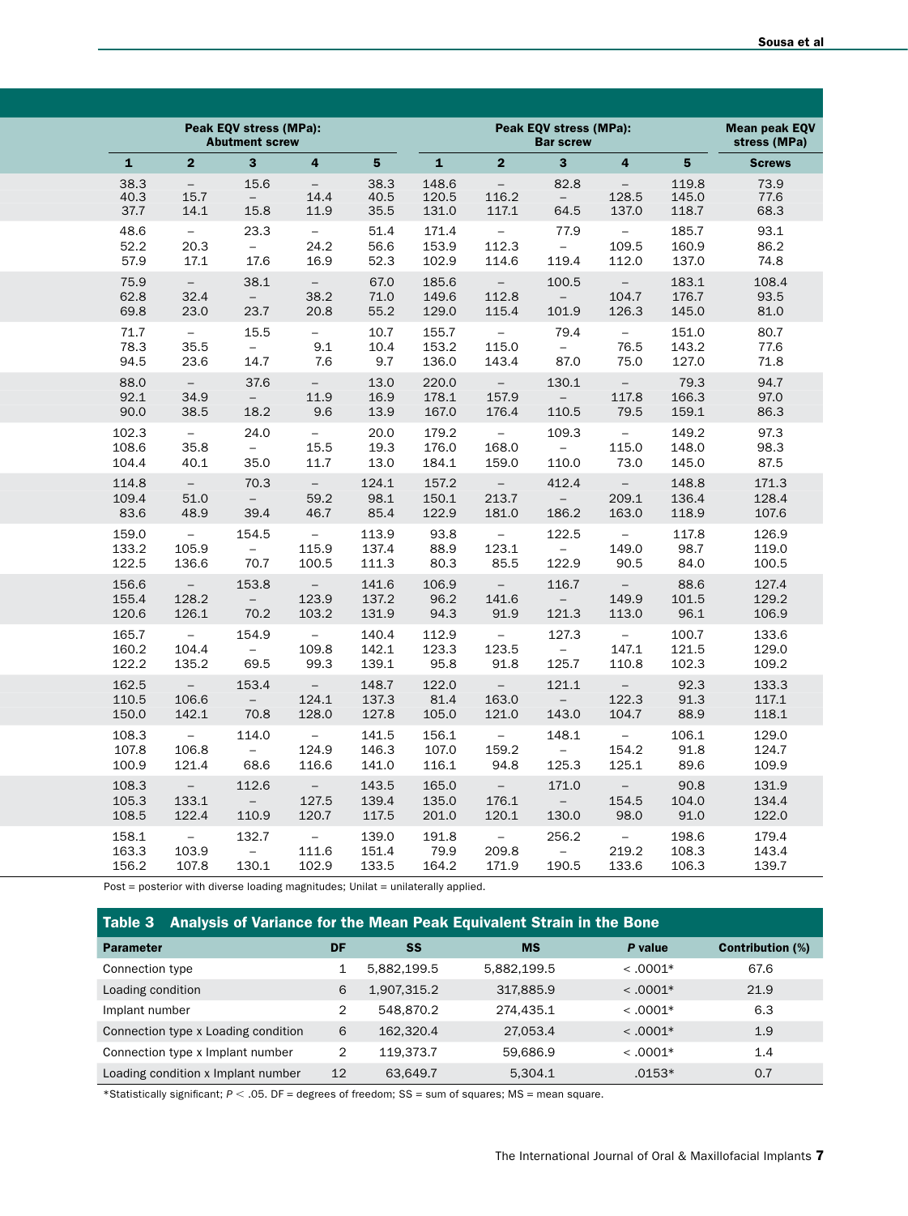| Peak EQV stress (MPa): Abutment screw | | | | | Peak EQV stress (MPa): Bar screw | | | | | Mean peak EQV stress (MPa) |
|---|---|---|---|---|---|---|---|---|---|---|
| 1 | 2 | 3 | 4 | 5 | 1 | 2 | 3 | 4 | 5 | Screws |
| 38.3 | – | 15.6 | – | 38.3 | 148.6 | – | 82.8 | – | 119.8 | 73.9 |
| 40.3 | 15.7 | – | 14.4 | 40.5 | 120.5 | 116.2 | – | 128.5 | 145.0 | 77.6 |
| 37.7 | 14.1 | 15.8 | 11.9 | 35.5 | 131.0 | 117.1 | 64.5 | 137.0 | 118.7 | 68.3 |
| 48.6 | – | 23.3 | – | 51.4 | 171.4 | – | 77.9 | – | 185.7 | 93.1 |
| 52.2 | 20.3 | – | 24.2 | 56.6 | 153.9 | 112.3 | – | 109.5 | 160.9 | 86.2 |
| 57.9 | 17.1 | 17.6 | 16.9 | 52.3 | 102.9 | 114.6 | 119.4 | 112.0 | 137.0 | 74.8 |
| 75.9 | – | 38.1 | – | 67.0 | 185.6 | – | 100.5 | – | 183.1 | 108.4 |
| 62.8 | 32.4 | – | 38.2 | 71.0 | 149.6 | 112.8 | – | 104.7 | 176.7 | 93.5 |
| 69.8 | 23.0 | 23.7 | 20.8 | 55.2 | 129.0 | 115.4 | 101.9 | 126.3 | 145.0 | 81.0 |
| 71.7 | – | 15.5 | – | 10.7 | 155.7 | – | 79.4 | – | 151.0 | 80.7 |
| 78.3 | 35.5 | – | 9.1 | 10.4 | 153.2 | 115.0 | – | 76.5 | 143.2 | 77.6 |
| 94.5 | 23.6 | 14.7 | 7.6 | 9.7 | 136.0 | 143.4 | 87.0 | 75.0 | 127.0 | 71.8 |
| 88.0 | – | 37.6 | – | 13.0 | 220.0 | – | 130.1 | – | 79.3 | 94.7 |
| 92.1 | 34.9 | – | 11.9 | 16.9 | 178.1 | 157.9 | – | 117.8 | 166.3 | 97.0 |
| 90.0 | 38.5 | 18.2 | 9.6 | 13.9 | 167.0 | 176.4 | 110.5 | 79.5 | 159.1 | 86.3 |
| 102.3 | – | 24.0 | – | 20.0 | 179.2 | – | 109.3 | – | 149.2 | 97.3 |
| 108.6 | 35.8 | – | 15.5 | 19.3 | 176.0 | 168.0 | – | 115.0 | 148.0 | 98.3 |
| 104.4 | 40.1 | 35.0 | 11.7 | 13.0 | 184.1 | 159.0 | 110.0 | 73.0 | 145.0 | 87.5 |
| 114.8 | – | 70.3 | – | 124.1 | 157.2 | – | 412.4 | – | 148.8 | 171.3 |
| 109.4 | 51.0 | – | 59.2 | 98.1 | 150.1 | 213.7 | – | 209.1 | 136.4 | 128.4 |
| 83.6 | 48.9 | 39.4 | 46.7 | 85.4 | 122.9 | 181.0 | 186.2 | 163.0 | 118.9 | 107.6 |
| 159.0 | – | 154.5 | – | 113.9 | 93.8 | – | 122.5 | – | 117.8 | 126.9 |
| 133.2 | 105.9 | – | 115.9 | 137.4 | 88.9 | 123.1 | – | 149.0 | 98.7 | 119.0 |
| 122.5 | 136.6 | 70.7 | 100.5 | 111.3 | 80.3 | 85.5 | 122.9 | 90.5 | 84.0 | 100.5 |
| 156.6 | – | 153.8 | – | 141.6 | 106.9 | – | 116.7 | – | 88.6 | 127.4 |
| 155.4 | 128.2 | – | 123.9 | 137.2 | 96.2 | 141.6 | – | 149.9 | 101.5 | 129.2 |
| 120.6 | 126.1 | 70.2 | 103.2 | 131.9 | 94.3 | 91.9 | 121.3 | 113.0 | 96.1 | 106.9 |
| 165.7 | – | 154.9 | – | 140.4 | 112.9 | – | 127.3 | – | 100.7 | 133.6 |
| 160.2 | 104.4 | – | 109.8 | 142.1 | 123.3 | 123.5 | – | 147.1 | 121.5 | 129.0 |
| 122.2 | 135.2 | 69.5 | 99.3 | 139.1 | 95.8 | 91.8 | 125.7 | 110.8 | 102.3 | 109.2 |
| 162.5 | – | 153.4 | – | 148.7 | 122.0 | – | 121.1 | – | 92.3 | 133.3 |
| 110.5 | 106.6 | – | 124.1 | 137.3 | 81.4 | 163.0 | – | 122.3 | 91.3 | 117.1 |
| 150.0 | 142.1 | 70.8 | 128.0 | 127.8 | 105.0 | 121.0 | 143.0 | 104.7 | 88.9 | 118.1 |
| 108.3 | – | 114.0 | – | 141.5 | 156.1 | – | 148.1 | – | 106.1 | 129.0 |
| 107.8 | 106.8 | – | 124.9 | 146.3 | 107.0 | 159.2 | – | 154.2 | 91.8 | 124.7 |
| 100.9 | 121.4 | 68.6 | 116.6 | 141.0 | 116.1 | 94.8 | 125.3 | 125.1 | 89.6 | 109.9 |
| 108.3 | – | 112.6 | – | 143.5 | 165.0 | – | 171.0 | – | 90.8 | 131.9 |
| 105.3 | 133.1 | – | 127.5 | 139.4 | 135.0 | 176.1 | – | 154.5 | 104.0 | 134.4 |
| 108.5 | 122.4 | 110.9 | 120.7 | 117.5 | 201.0 | 120.1 | 130.0 | 98.0 | 91.0 | 122.0 |
| 158.1 | – | 132.7 | – | 139.0 | 191.8 | – | 256.2 | – | 198.6 | 179.4 |
| 163.3 | 103.9 | – | 111.6 | 151.4 | 79.9 | 209.8 | – | 219.2 | 108.3 | 143.4 |
| 156.2 | 107.8 | 130.1 | 102.9 | 133.5 | 164.2 | 171.9 | 190.5 | 133.6 | 106.3 | 139.7 |

Post = posterior with diverse loading magnitudes; Unilat = unilaterally applied.

**Table 3 Analysis of Variance for the Mean Peak Equivalent Strain in the Bone**

| Parameter | DF | SS | MS | *P* value | Contribution (%) |
|---|---|---|---|---|---|
| Connection type | 1 | 5,882,199.5 | 5,882,199.5 | < .0001* | 67.6 |
| Loading condition | 6 | 1,907,315.2 | 317,885.9 | < .0001* | 21.9 |
| Implant number | 2 | 548,870.2 | 274,435.1 | < .0001* | 6.3 |
| Connection type x Loading condition | 6 | 162,320.4 | 27,053.4 | < .0001* | 1.9 |
| Connection type x Implant number | 2 | 119,373.7 | 59,686.9 | < .0001* | 1.4 |
| Loading condition x Implant number | 12 | 63,649.7 | 5,304.1 | .0153* | 0.7 |

*Statistically significant; $P < .05$. DF = degrees of freedom; SS = sum of squares; MS = mean square.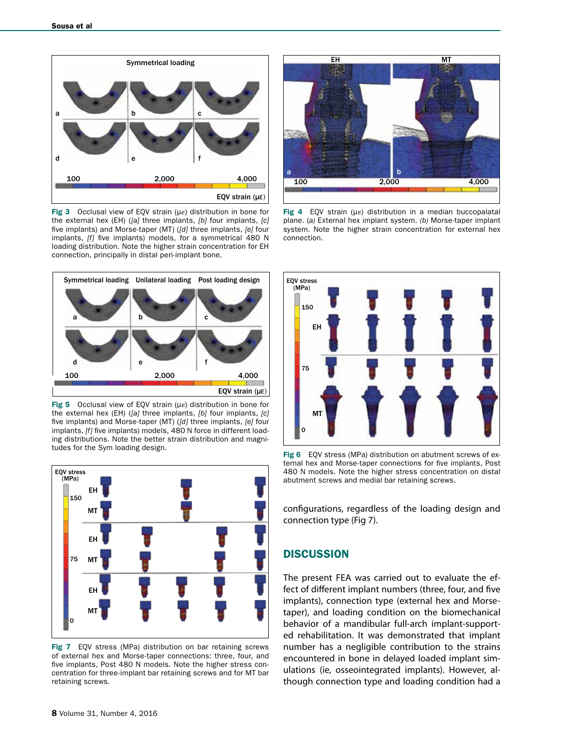**Fig 3** Occlusal view of EQV strain (με) distribution in bone for the external hex (EH) (*[a]* three implants, *[b]* four implants, *[c]* five implants) and Morse-taper (MT) (*[d]* three implants, *[e]* four implants, *[f]* five implants) models, for a symmetrical 480 N loading distribution. Note the higher strain concentration for EH connection, principally in distal peri-implant bone.

**Fig 4** EQV strain (με) distribution in a median buccopalatal plane. *(a)* External hex implant system. *(b)* Morse-taper implant system. Note the higher strain concentration for external hex connection.

**Fig 5** Occlusal view of EQV strain (με) distribution in bone for the external hex (EH) (*[a]* three implants, *[b]* four implants, *[c]* five implants) and Morse-taper (MT) (*[d]* three implants, *[e]* four implants, *[f]* five implants) models, 480 N force in different loading distributions. Note the better strain distribution and magnitudes for the Sym loading design.

**Fig 6** EQV stress (MPa) distribution on abutment screws of external hex and Morse-taper connections for five implants, Post 480 N models. Note the higher stress concentration on distal abutment screws and medial bar retaining screws.

**Fig 7** EQV stress (MPa) distribution on bar retaining screws of external hex and Morse-taper connections: three, four, and five implants, Post 480 N models. Note the higher stress concentration for three-implant bar retaining screws and for MT bar retaining screws.

configurations, regardless of the loading design and connection type (Fig 7).

## DISCUSSION

The present FEA was carried out to evaluate the effect of different implant numbers (three, four, and five implants), connection type (external hex and Morse-taper), and loading condition on the biomechanical behavior of a mandibular full-arch implant-supported rehabilitation. It was demonstrated that implant number has a negligible contribution to the strains encountered in bone in delayed loaded implant simulations (ie, osseointegrated implants). However, although connection type and loading condition had a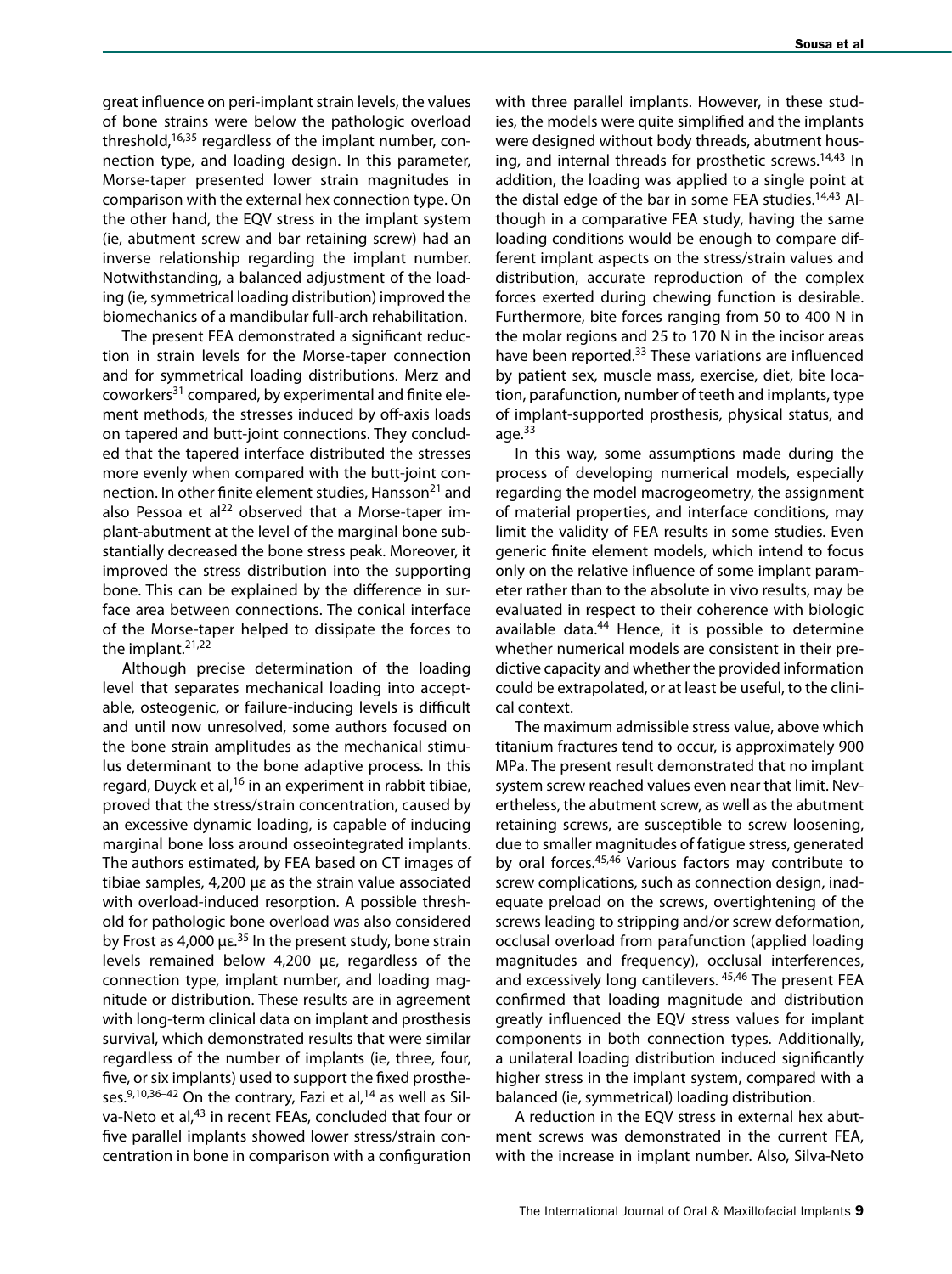great influence on peri-implant strain levels, the values of bone strains were below the pathologic overload threshold,[16,35] regardless of the implant number, connection type, and loading design. In this parameter, Morse-taper presented lower strain magnitudes in comparison with the external hex connection type. On the other hand, the EQV stress in the implant system (ie, abutment screw and bar retaining screw) had an inverse relationship regarding the implant number. Notwithstanding, a balanced adjustment of the loading (ie, symmetrical loading distribution) improved the biomechanics of a mandibular full-arch rehabilitation.

The present FEA demonstrated a significant reduction in strain levels for the Morse-taper connection and for symmetrical loading distributions. Merz and coworkers[31] compared, by experimental and finite element methods, the stresses induced by off-axis loads on tapered and butt-joint connections. They concluded that the tapered interface distributed the stresses more evenly when compared with the butt-joint connection. In other finite element studies, Hansson[21] and also Pessoa et al[22] observed that a Morse-taper implant-abutment at the level of the marginal bone substantially decreased the bone stress peak. Moreover, it improved the stress distribution into the supporting bone. This can be explained by the difference in surface area between connections. The conical interface of the Morse-taper helped to dissipate the forces to the implant.[21,22]

Although precise determination of the loading level that separates mechanical loading into acceptable, osteogenic, or failure-inducing levels is difficult and until now unresolved, some authors focused on the bone strain amplitudes as the mechanical stimulus determinant to the bone adaptive process. In this regard, Duyck et al,[16] in an experiment in rabbit tibiae, proved that the stress/strain concentration, caused by an excessive dynamic loading, is capable of inducing marginal bone loss around osseointegrated implants. The authors estimated, by FEA based on CT images of tibiae samples, 4,200 με as the strain value associated with overload-induced resorption. A possible threshold for pathologic bone overload was also considered by Frost as 4,000 με.[35] In the present study, bone strain levels remained below 4,200 με, regardless of the connection type, implant number, and loading magnitude or distribution. These results are in agreement with long-term clinical data on implant and prosthesis survival, which demonstrated results that were similar regardless of the number of implants (ie, three, four, five, or six implants) used to support the fixed prostheses.[9,10,36–42] On the contrary, Fazi et al,[14] as well as Silva-Neto et al,[43] in recent FEAs, concluded that four or five parallel implants showed lower stress/strain concentration in bone in comparison with a configuration with three parallel implants. However, in these studies, the models were quite simplified and the implants were designed without body threads, abutment housing, and internal threads for prosthetic screws.[14,43] In addition, the loading was applied to a single point at the distal edge of the bar in some FEA studies.[14,43] Although in a comparative FEA study, having the same loading conditions would be enough to compare different implant aspects on the stress/strain values and distribution, accurate reproduction of the complex forces exerted during chewing function is desirable. Furthermore, bite forces ranging from 50 to 400 N in the molar regions and 25 to 170 N in the incisor areas have been reported.[33] These variations are influenced by patient sex, muscle mass, exercise, diet, bite location, parafunction, number of teeth and implants, type of implant-supported prosthesis, physical status, and age.[33]

In this way, some assumptions made during the process of developing numerical models, especially regarding the model macrogeometry, the assignment of material properties, and interface conditions, may limit the validity of FEA results in some studies. Even generic finite element models, which intend to focus only on the relative influence of some implant parameter rather than to the absolute in vivo results, may be evaluated in respect to their coherence with biologic available data.[44] Hence, it is possible to determine whether numerical models are consistent in their predictive capacity and whether the provided information could be extrapolated, or at least be useful, to the clinical context.

The maximum admissible stress value, above which titanium fractures tend to occur, is approximately 900 MPa. The present result demonstrated that no implant system screw reached values even near that limit. Nevertheless, the abutment screw, as well as the abutment retaining screws, are susceptible to screw loosening, due to smaller magnitudes of fatigue stress, generated by oral forces.[45,46] Various factors may contribute to screw complications, such as connection design, inadequate preload on the screws, overtightening of the screws leading to stripping and/or screw deformation, occlusal overload from parafunction (applied loading magnitudes and frequency), occlusal interferences, and excessively long cantilevers.[45,46] The present FEA confirmed that loading magnitude and distribution greatly influenced the EQV stress values for implant components in both connection types. Additionally, a unilateral loading distribution induced significantly higher stress in the implant system, compared with a balanced (ie, symmetrical) loading distribution.

A reduction in the EQV stress in external hex abutment screws was demonstrated in the current FEA, with the increase in implant number. Also, Silva-Neto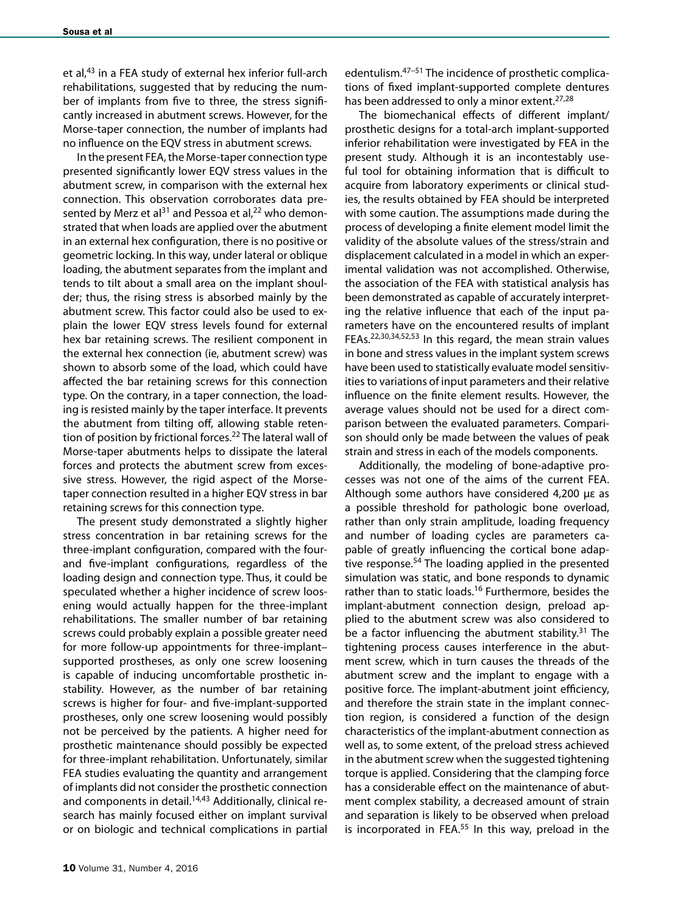et al,[43] in a FEA study of external hex inferior full-arch rehabilitations, suggested that by reducing the number of implants from five to three, the stress significantly increased in abutment screws. However, for the Morse-taper connection, the number of implants had no influence on the EQV stress in abutment screws.

In the present FEA, the Morse-taper connection type presented significantly lower EQV stress values in the abutment screw, in comparison with the external hex connection. This observation corroborates data presented by Merz et al[31] and Pessoa et al,[22] who demonstrated that when loads are applied over the abutment in an external hex configuration, there is no positive or geometric locking. In this way, under lateral or oblique loading, the abutment separates from the implant and tends to tilt about a small area on the implant shoulder; thus, the rising stress is absorbed mainly by the abutment screw. This factor could also be used to explain the lower EQV stress levels found for external hex bar retaining screws. The resilient component in the external hex connection (ie, abutment screw) was shown to absorb some of the load, which could have affected the bar retaining screws for this connection type. On the contrary, in a taper connection, the loading is resisted mainly by the taper interface. It prevents the abutment from tilting off, allowing stable retention of position by frictional forces.[22] The lateral wall of Morse-taper abutments helps to dissipate the lateral forces and protects the abutment screw from excessive stress. However, the rigid aspect of the Morse-taper connection resulted in a higher EQV stress in bar retaining screws for this connection type.

The present study demonstrated a slightly higher stress concentration in bar retaining screws for the three-implant configuration, compared with the four- and five-implant configurations, regardless of the loading design and connection type. Thus, it could be speculated whether a higher incidence of screw loosening would actually happen for the three-implant rehabilitations. The smaller number of bar retaining screws could probably explain a possible greater need for more follow-up appointments for three-implant–supported prostheses, as only one screw loosening is capable of inducing uncomfortable prosthetic instability. However, as the number of bar retaining screws is higher for four- and five-implant-supported prostheses, only one screw loosening would possibly not be perceived by the patients. A higher need for prosthetic maintenance should possibly be expected for three-implant rehabilitation. Unfortunately, similar FEA studies evaluating the quantity and arrangement of implants did not consider the prosthetic connection and components in detail.[14,43] Additionally, clinical research has mainly focused either on implant survival or on biologic and technical complications in partial edentulism.[47–51] The incidence of prosthetic complications of fixed implant-supported complete dentures has been addressed to only a minor extent.[27,28]

The biomechanical effects of different implant/prosthetic designs for a total-arch implant-supported inferior rehabilitation were investigated by FEA in the present study. Although it is an incontestably useful tool for obtaining information that is difficult to acquire from laboratory experiments or clinical studies, the results obtained by FEA should be interpreted with some caution. The assumptions made during the process of developing a finite element model limit the validity of the absolute values of the stress/strain and displacement calculated in a model in which an experimental validation was not accomplished. Otherwise, the association of the FEA with statistical analysis has been demonstrated as capable of accurately interpreting the relative influence that each of the input parameters have on the encountered results of implant FEAs.[22,30,34,52,53] In this regard, the mean strain values in bone and stress values in the implant system screws have been used to statistically evaluate model sensitivities to variations of input parameters and their relative influence on the finite element results. However, the average values should not be used for a direct comparison between the evaluated parameters. Comparison should only be made between the values of peak strain and stress in each of the models components.

Additionally, the modeling of bone-adaptive processes was not one of the aims of the current FEA. Although some authors have considered 4,200 με as a possible threshold for pathologic bone overload, rather than only strain amplitude, loading frequency and number of loading cycles are parameters capable of greatly influencing the cortical bone adaptive response.[54] The loading applied in the presented simulation was static, and bone responds to dynamic rather than to static loads.[16] Furthermore, besides the implant-abutment connection design, preload applied to the abutment screw was also considered to be a factor influencing the abutment stability.[31] The tightening process causes interference in the abutment screw, which in turn causes the threads of the abutment screw and the implant to engage with a positive force. The implant-abutment joint efficiency, and therefore the strain state in the implant connection region, is considered a function of the design characteristics of the implant-abutment connection as well as, to some extent, of the preload stress achieved in the abutment screw when the suggested tightening torque is applied. Considering that the clamping force has a considerable effect on the maintenance of abutment complex stability, a decreased amount of strain and separation is likely to be observed when preload is incorporated in FEA.[55] In this way, preload in the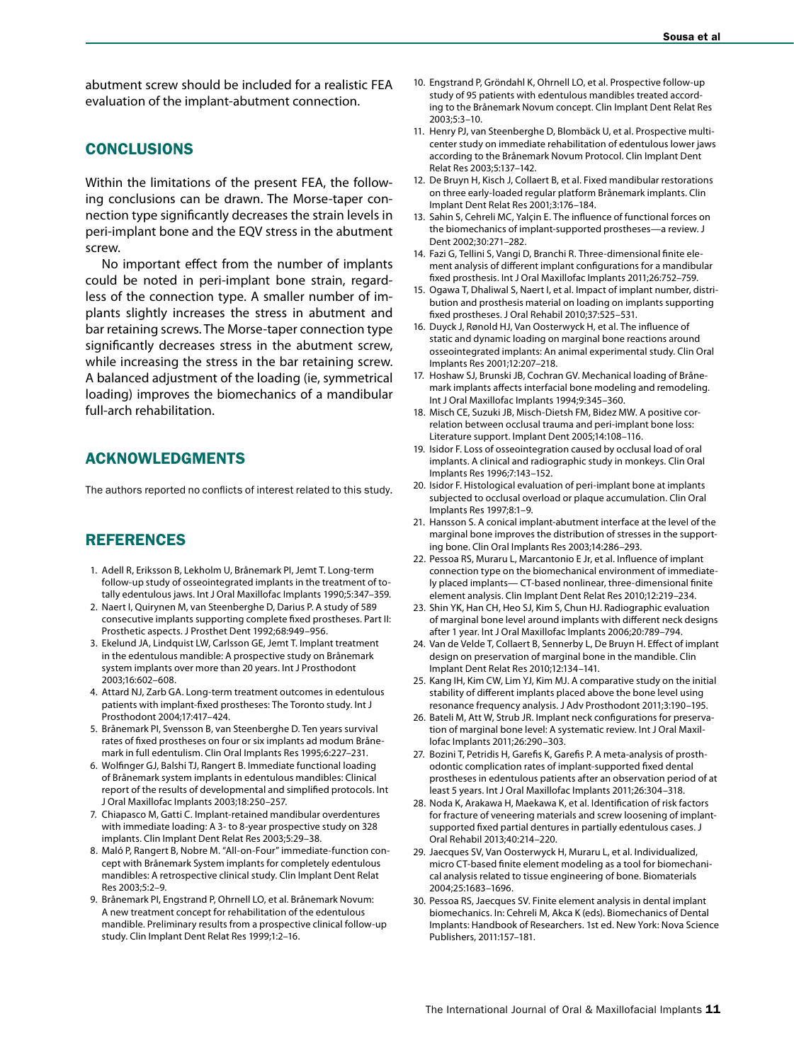abutment screw should be included for a realistic FEA evaluation of the implant-abutment connection.

## CONCLUSIONS

Within the limitations of the present FEA, the following conclusions can be drawn. The Morse-taper connection type significantly decreases the strain levels in peri-implant bone and the EQV stress in the abutment screw.

No important effect from the number of implants could be noted in peri-implant bone strain, regardless of the connection type. A smaller number of implants slightly increases the stress in abutment and bar retaining screws. The Morse-taper connection type significantly decreases stress in the abutment screw, while increasing the stress in the bar retaining screw. A balanced adjustment of the loading (ie, symmetrical loading) improves the biomechanics of a mandibular full-arch rehabilitation.

## ACKNOWLEDGMENTS

The authors reported no conflicts of interest related to this study.

## REFERENCES

1. Adell R, Eriksson B, Lekholm U, Brånemark PI, Jemt T. Long-term follow-up study of osseointegrated implants in the treatment of totally edentulous jaws. Int J Oral Maxillofac Implants 1990;5:347–359.
2. Naert I, Quirynen M, van Steenberghe D, Darius P. A study of 589 consecutive implants supporting complete fixed prostheses. Part II: Prosthetic aspects. J Prosthet Dent 1992;68:949–956.
3. Ekelund JA, Lindquist LW, Carlsson GE, Jemt T. Implant treatment in the edentulous mandible: A prospective study on Brånemark system implants over more than 20 years. Int J Prosthodont 2003;16:602–608.
4. Attard NJ, Zarb GA. Long-term treatment outcomes in edentulous patients with implant-fixed prostheses: The Toronto study. Int J Prosthodont 2004;17:417–424.
5. Brånemark PI, Svensson B, van Steenberghe D. Ten years survival rates of fixed prostheses on four or six implants ad modum Brånemark in full edentulism. Clin Oral Implants Res 1995;6:227–231.
6. Wolfinger GJ, Balshi TJ, Rangert B. Immediate functional loading of Brånemark system implants in edentulous mandibles: Clinical report of the results of developmental and simplified protocols. Int J Oral Maxillofac Implants 2003;18:250–257.
7. Chiapasco M, Gatti C. Implant-retained mandibular overdentures with immediate loading: A 3- to 8-year prospective study on 328 implants. Clin Implant Dent Relat Res 2003;5:29–38.
8. Maló P, Rangert B, Nobre M. "All-on-Four" immediate-function concept with Brånemark System implants for completely edentulous mandibles: A retrospective clinical study. Clin Implant Dent Relat Res 2003;5:2–9.
9. Brånemark PI, Engstrand P, Ohrnell LO, et al. Brånemark Novum: A new treatment concept for rehabilitation of the edentulous mandible. Preliminary results from a prospective clinical follow-up study. Clin Implant Dent Relat Res 1999;1:2–16.
10. Engstrand P, Gröndahl K, Ohrnell LO, et al. Prospective follow-up study of 95 patients with edentulous mandibles treated according to the Brånemark Novum concept. Clin Implant Dent Relat Res 2003;5:3–10.
11. Henry PJ, van Steenberghe D, Blombäck U, et al. Prospective multicenter study on immediate rehabilitation of edentulous lower jaws according to the Brånemark Novum Protocol. Clin Implant Dent Relat Res 2003;5:137–142.
12. De Bruyn H, Kisch J, Collaert B, et al. Fixed mandibular restorations on three early-loaded regular platform Brånemark implants. Clin Implant Dent Relat Res 2001;3:176–184.
13. Sahin S, Cehreli MC, Yalçin E. The influence of functional forces on the biomechanics of implant-supported prostheses—a review. J Dent 2002;30:271–282.
14. Fazi G, Tellini S, Vangi D, Branchi R. Three-dimensional finite element analysis of different implant configurations for a mandibular fixed prosthesis. Int J Oral Maxillofac Implants 2011;26:752–759.
15. Ogawa T, Dhaliwal S, Naert I, et al. Impact of implant number, distribution and prosthesis material on loading on implants supporting fixed prostheses. J Oral Rehabil 2010;37:525–531.
16. Duyck J, Rønold HJ, Van Oosterwyck H, et al. The influence of static and dynamic loading on marginal bone reactions around osseointegrated implants: An animal experimental study. Clin Oral Implants Res 2001;12:207–218.
17. Hoshaw SJ, Brunski JB, Cochran GV. Mechanical loading of Brånemark implants affects interfacial bone modeling and remodeling. Int J Oral Maxillofac Implants 1994;9:345–360.
18. Misch CE, Suzuki JB, Misch-Dietsh FM, Bidez MW. A positive correlation between occlusal trauma and peri-implant bone loss: Literature support. Implant Dent 2005;14:108–116.
19. Isidor F. Loss of osseointegration caused by occlusal load of oral implants. A clinical and radiographic study in monkeys. Clin Oral Implants Res 1996;7:143–152.
20. Isidor F. Histological evaluation of peri-implant bone at implants subjected to occlusal overload or plaque accumulation. Clin Oral Implants Res 1997;8:1–9.
21. Hansson S. A conical implant-abutment interface at the level of the marginal bone improves the distribution of stresses in the supporting bone. Clin Oral Implants Res 2003;14:286–293.
22. Pessoa RS, Muraru L, Marcantonio E Jr, et al. Influence of implant connection type on the biomechanical environment of immediately placed implants— CT-based nonlinear, three-dimensional finite element analysis. Clin Implant Dent Relat Res 2010;12:219–234.
23. Shin YK, Han CH, Heo SJ, Kim S, Chun HJ. Radiographic evaluation of marginal bone level around implants with different neck designs after 1 year. Int J Oral Maxillofac Implants 2006;20:789–794.
24. Van de Velde T, Collaert B, Sennerby L, De Bruyn H. Effect of implant design on preservation of marginal bone in the mandible. Clin Implant Dent Relat Res 2010;12:134–141.
25. Kang IH, Kim CW, Lim YJ, Kim MJ. A comparative study on the initial stability of different implants placed above the bone level using resonance frequency analysis. J Adv Prosthodont 2011;3:190–195.
26. Bateli M, Att W, Strub JR. Implant neck configurations for preservation of marginal bone level: A systematic review. Int J Oral Maxillofac Implants 2011;26:290–303.
27. Bozini T, Petridis H, Garefis K, Garefis P. A meta-analysis of prosthodontic complication rates of implant-supported fixed dental prostheses in edentulous patients after an observation period of at least 5 years. Int J Oral Maxillofac Implants 2011;26:304–318.
28. Noda K, Arakawa H, Maekawa K, et al. Identification of risk factors for fracture of veneering materials and screw loosening of implant-supported fixed partial dentures in partially edentulous cases. J Oral Rehabil 2013;40:214–220.
29. Jaecques SV, Van Oosterwyck H, Muraru L, et al. Individualized, micro CT-based finite element modeling as a tool for biomechanical analysis related to tissue engineering of bone. Biomaterials 2004;25:1683–1696.
30. Pessoa RS, Jaecques SV. Finite element analysis in dental implant biomechanics. In: Cehreli M, Akca K (eds). Biomechanics of Dental Implants: Handbook of Researchers. 1st ed. New York: Nova Science Publishers, 2011:157–181.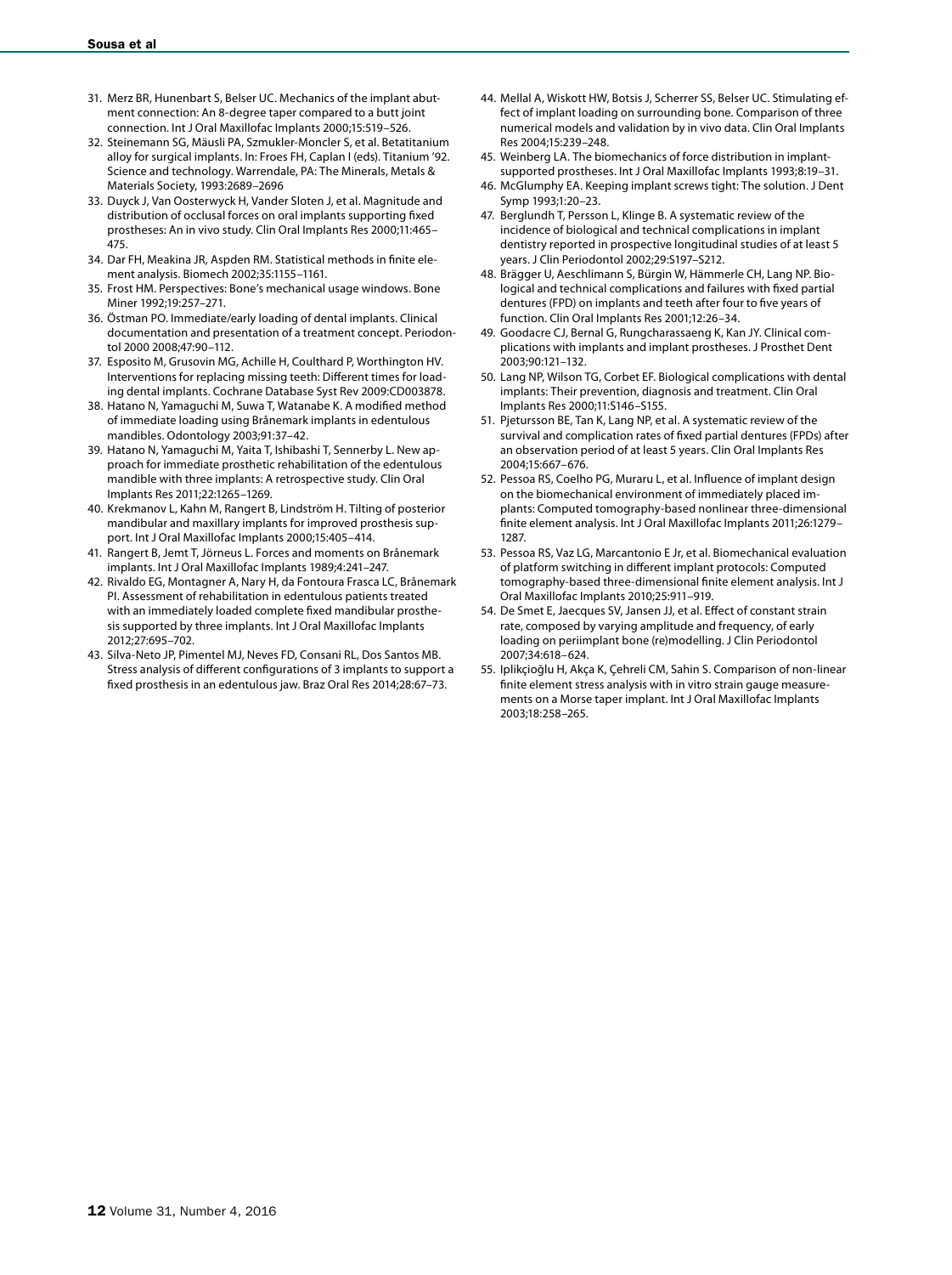31. Merz BR, Hunenbart S, Belser UC. Mechanics of the implant abutment connection: An 8-degree taper compared to a butt joint connection. Int J Oral Maxillofac Implants 2000;15:519–526.
32. Steinemann SG, Mäusli PA, Szmukler-Moncler S, et al. Betatitanium alloy for surgical implants. In: Froes FH, Caplan I (eds). Titanium '92. Science and technology. Warrendale, PA: The Minerals, Metals & Materials Society, 1993:2689–2696
33. Duyck J, Van Oosterwyck H, Vander Sloten J, et al. Magnitude and distribution of occlusal forces on oral implants supporting fixed prostheses: An in vivo study. Clin Oral Implants Res 2000;11:465–475.
34. Dar FH, Meakina JR, Aspden RM. Statistical methods in finite element analysis. Biomech 2002;35:1155–1161.
35. Frost HM. Perspectives: Bone's mechanical usage windows. Bone Miner 1992;19:257–271.
36. Östman PO. Immediate/early loading of dental implants. Clinical documentation and presentation of a treatment concept. Periodontol 2000 2008;47:90–112.
37. Esposito M, Grusovin MG, Achille H, Coulthard P, Worthington HV. Interventions for replacing missing teeth: Different times for loading dental implants. Cochrane Database Syst Rev 2009:CD003878.
38. Hatano N, Yamaguchi M, Suwa T, Watanabe K. A modified method of immediate loading using Brånemark implants in edentulous mandibles. Odontology 2003;91:37–42.
39. Hatano N, Yamaguchi M, Yaita T, Ishibashi T, Sennerby L. New approach for immediate prosthetic rehabilitation of the edentulous mandible with three implants: A retrospective study. Clin Oral Implants Res 2011;22:1265–1269.
40. Krekmanov L, Kahn M, Rangert B, Lindström H. Tilting of posterior mandibular and maxillary implants for improved prosthesis support. Int J Oral Maxillofac Implants 2000;15:405–414.
41. Rangert B, Jemt T, Jörneus L. Forces and moments on Brånemark implants. Int J Oral Maxillofac Implants 1989;4:241–247.
42. Rivaldo EG, Montagner A, Nary H, da Fontoura Frasca LC, Brånemark PI. Assessment of rehabilitation in edentulous patients treated with an immediately loaded complete fixed mandibular prosthesis supported by three implants. Int J Oral Maxillofac Implants 2012;27:695–702.
43. Silva-Neto JP, Pimentel MJ, Neves FD, Consani RL, Dos Santos MB. Stress analysis of different configurations of 3 implants to support a fixed prosthesis in an edentulous jaw. Braz Oral Res 2014;28:67–73.
44. Mellal A, Wiskott HW, Botsis J, Scherrer SS, Belser UC. Stimulating effect of implant loading on surrounding bone. Comparison of three numerical models and validation by in vivo data. Clin Oral Implants Res 2004;15:239–248.
45. Weinberg LA. The biomechanics of force distribution in implant-supported prostheses. Int J Oral Maxillofac Implants 1993;8:19–31.
46. McGlumphy EA. Keeping implant screws tight: The solution. J Dent Symp 1993;1:20–23.
47. Berglundh T, Persson L, Klinge B. A systematic review of the incidence of biological and technical complications in implant dentistry reported in prospective longitudinal studies of at least 5 years. J Clin Periodontol 2002;29:S197–S212.
48. Brägger U, Aeschlimann S, Bürgin W, Hämmerle CH, Lang NP. Biological and technical complications and failures with fixed partial dentures (FPD) on implants and teeth after four to five years of function. Clin Oral Implants Res 2001;12:26–34.
49. Goodacre CJ, Bernal G, Rungcharassaeng K, Kan JY. Clinical complications with implants and implant prostheses. J Prosthet Dent 2003;90:121–132.
50. Lang NP, Wilson TG, Corbet EF. Biological complications with dental implants: Their prevention, diagnosis and treatment. Clin Oral Implants Res 2000;11:S146–S155.
51. Pjetursson BE, Tan K, Lang NP, et al. A systematic review of the survival and complication rates of fixed partial dentures (FPDs) after an observation period of at least 5 years. Clin Oral Implants Res 2004;15:667–676.
52. Pessoa RS, Coelho PG, Muraru L, et al. Influence of implant design on the biomechanical environment of immediately placed implants: Computed tomography-based nonlinear three-dimensional finite element analysis. Int J Oral Maxillofac Implants 2011;26:1279–1287.
53. Pessoa RS, Vaz LG, Marcantonio E Jr, et al. Biomechanical evaluation of platform switching in different implant protocols: Computed tomography-based three-dimensional finite element analysis. Int J Oral Maxillofac Implants 2010;25:911–919.
54. De Smet E, Jaecques SV, Jansen JJ, et al. Effect of constant strain rate, composed by varying amplitude and frequency, of early loading on periimplant bone (re)modelling. J Clin Periodontol 2007;34:618–624.
55. Iplikçioğlu H, Akça K, Çehreli CM, Sahin S. Comparison of non-linear finite element stress analysis with in vitro strain gauge measurements on a Morse taper implant. Int J Oral Maxillofac Implants 2003;18:258–265.